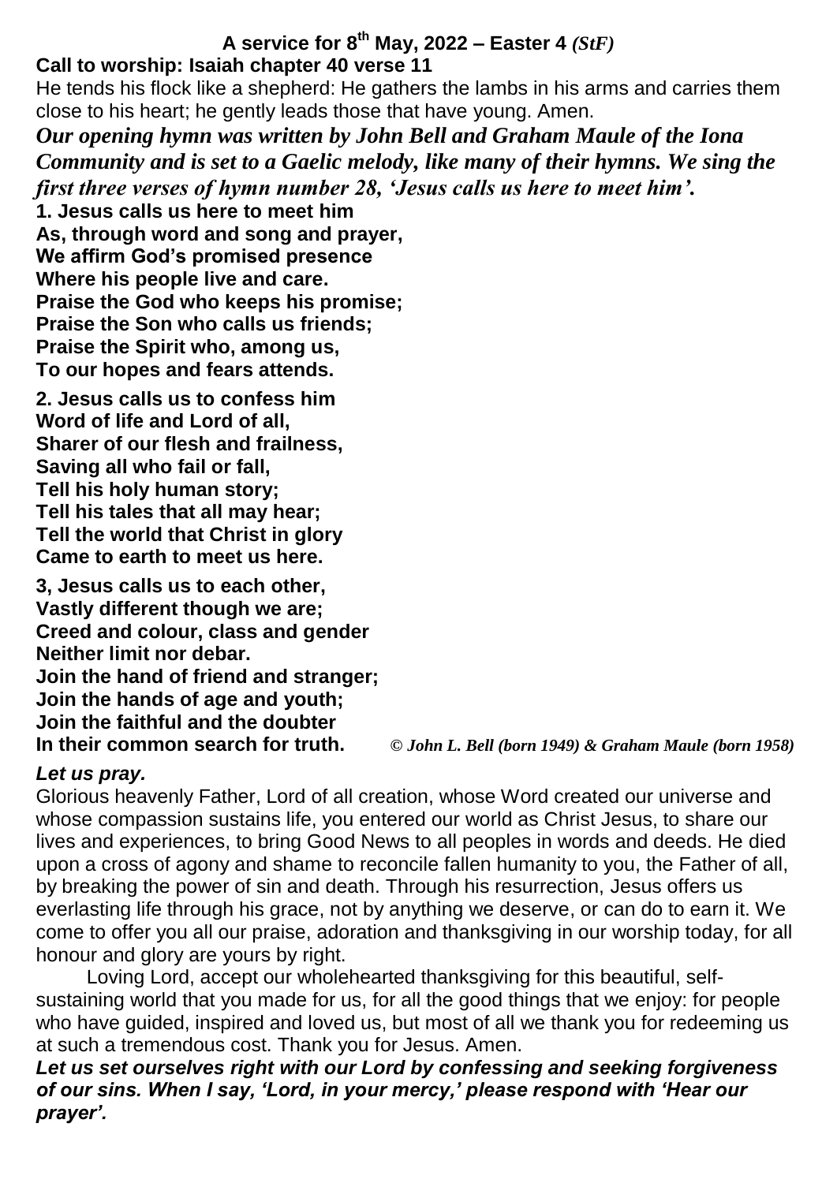# A service for 8th May, 2022 – Easter 4 *(StF)*

**Call to worship: Isaiah chapter 40 verse 11**

He tends his flock like a shepherd: He gathers the lambs in his arms and carries them close to his heart; he gently leads those that have young. Amen.

***Our opening hymn was written by John Bell and Graham Maule of the Iona Community and is set to a Gaelic melody, like many of their hymns. We sing the first three verses of hymn number 28, 'Jesus calls us here to meet him'.***

**1. Jesus calls us here to meet him**
**As, through word and song and prayer,**
**We affirm God's promised presence**
**Where his people live and care.**
**Praise the God who keeps his promise;**
**Praise the Son who calls us friends;**
**Praise the Spirit who, among us,**
**To our hopes and fears attends.**

**2. Jesus calls us to confess him**
**Word of life and Lord of all,**
**Sharer of our flesh and frailness,**
**Saving all who fail or fall,**
**Tell his holy human story;**
**Tell his tales that all may hear;**
**Tell the world that Christ in glory**
**Came to earth to meet us here.**

**3, Jesus calls us to each other,**
**Vastly different though we are;**
**Creed and colour, class and gender**
**Neither limit nor debar.**
**Join the hand of friend and stranger;**
**Join the hands of age and youth;**
**Join the faithful and the doubter**
**In their common search for truth.** *© John L. Bell (born 1949) & Graham Maule (born 1958)*

***Let us pray.***

Glorious heavenly Father, Lord of all creation, whose Word created our universe and whose compassion sustains life, you entered our world as Christ Jesus, to share our lives and experiences, to bring Good News to all peoples in words and deeds. He died upon a cross of agony and shame to reconcile fallen humanity to you, the Father of all, by breaking the power of sin and death. Through his resurrection, Jesus offers us everlasting life through his grace, not by anything we deserve, or can do to earn it. We come to offer you all our praise, adoration and thanksgiving in our worship today, for all honour and glory are yours by right.

Loving Lord, accept our wholehearted thanksgiving for this beautiful, self-sustaining world that you made for us, for all the good things that we enjoy: for people who have guided, inspired and loved us, but most of all we thank you for redeeming us at such a tremendous cost. Thank you for Jesus. Amen.

***Let us set ourselves right with our Lord by confessing and seeking forgiveness of our sins. When I say, 'Lord, in your mercy,' please respond with 'Hear our prayer'.***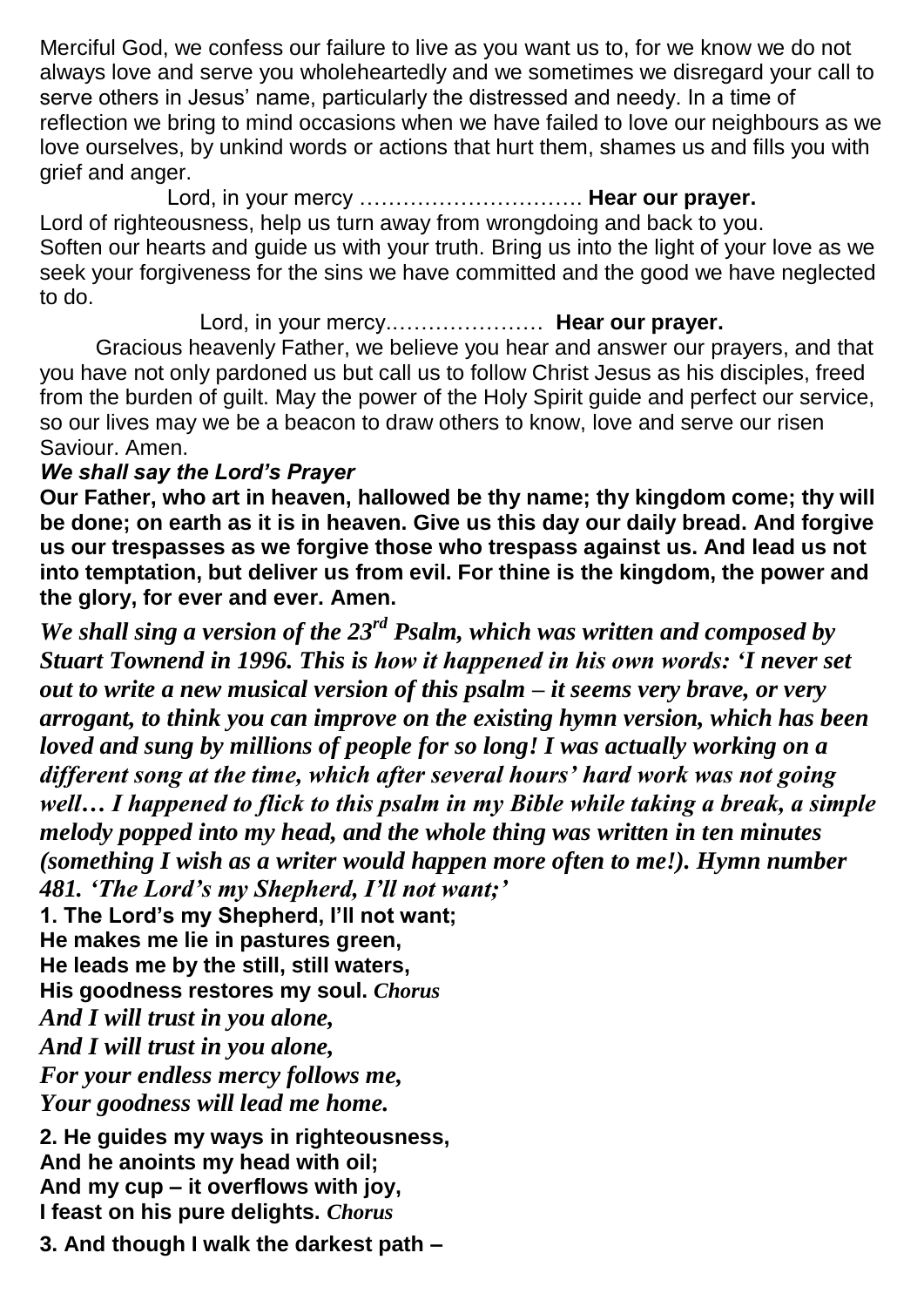Merciful God, we confess our failure to live as you want us to, for we know we do not always love and serve you wholeheartedly and we sometimes we disregard your call to serve others in Jesus' name, particularly the distressed and needy. In a time of reflection we bring to mind occasions when we have failed to love our neighbours as we love ourselves, by unkind words or actions that hurt them, shames us and fills you with grief and anger.

Lord, in your mercy …………………………. **Hear our prayer.**

Lord of righteousness, help us turn away from wrongdoing and back to you. Soften our hearts and guide us with your truth. Bring us into the light of your love as we seek your forgiveness for the sins we have committed and the good we have neglected to do.

Lord, in your mercy………………… **Hear our prayer.**

Gracious heavenly Father, we believe you hear and answer our prayers, and that you have not only pardoned us but call us to follow Christ Jesus as his disciples, freed from the burden of guilt. May the power of the Holy Spirit guide and perfect our service, so our lives may we be a beacon to draw others to know, love and serve our risen Saviour. Amen.

***We shall say the Lord's Prayer***

**Our Father, who art in heaven, hallowed be thy name; thy kingdom come; thy will be done; on earth as it is in heaven. Give us this day our daily bread. And forgive us our trespasses as we forgive those who trespass against us. And lead us not into temptation, but deliver us from evil. For thine is the kingdom, the power and the glory, for ever and ever. Amen.**

***We shall sing a version of the 23rd Psalm, which was written and composed by Stuart Townend in 1996. This is how it happened in his own words: 'I never set out to write a new musical version of this psalm – it seems very brave, or very arrogant, to think you can improve on the existing hymn version, which has been loved and sung by millions of people for so long! I was actually working on a different song at the time, which after several hours' hard work was not going well… I happened to flick to this psalm in my Bible while taking a break, a simple melody popped into my head, and the whole thing was written in ten minutes (something I wish as a writer would happen more often to me!). Hymn number 481. 'The Lord's my Shepherd, I'll not want;'***

**1. The Lord's my Shepherd, I'll not want;**
**He makes me lie in pastures green,**
**He leads me by the still, still waters,**
**His goodness restores my soul.** ***Chorus***
***And I will trust in you alone,***
***And I will trust in you alone,***
***For your endless mercy follows me,***
***Your goodness will lead me home.***

**2. He guides my ways in righteousness,**
**And he anoints my head with oil;**
**And my cup – it overflows with joy,**
**I feast on his pure delights.** ***Chorus***

**3. And though I walk the darkest path –**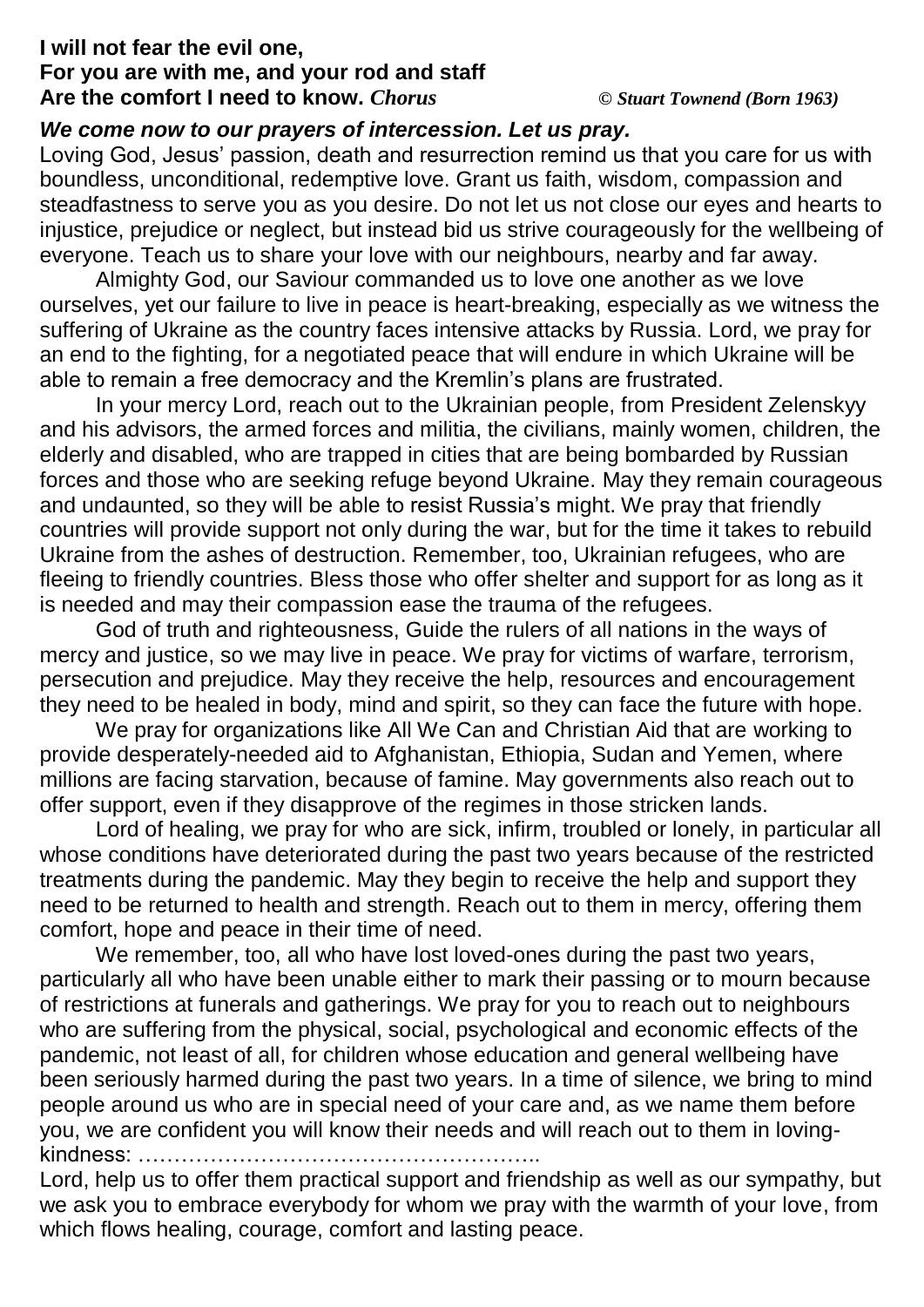**I will not fear the evil one,**
**For you are with me, and your rod and staff**
**Are the comfort I need to know.** ***Chorus*** *© Stuart Townend (Born 1963)*

***We come now to our prayers of intercession. Let us pray.***

Loving God, Jesus' passion, death and resurrection remind us that you care for us with boundless, unconditional, redemptive love. Grant us faith, wisdom, compassion and steadfastness to serve you as you desire. Do not let us not close our eyes and hearts to injustice, prejudice or neglect, but instead bid us strive courageously for the wellbeing of everyone. Teach us to share your love with our neighbours, nearby and far away.

Almighty God, our Saviour commanded us to love one another as we love ourselves, yet our failure to live in peace is heart-breaking, especially as we witness the suffering of Ukraine as the country faces intensive attacks by Russia. Lord, we pray for an end to the fighting, for a negotiated peace that will endure in which Ukraine will be able to remain a free democracy and the Kremlin's plans are frustrated.

In your mercy Lord, reach out to the Ukrainian people, from President Zelenskyy and his advisors, the armed forces and militia, the civilians, mainly women, children, the elderly and disabled, who are trapped in cities that are being bombarded by Russian forces and those who are seeking refuge beyond Ukraine. May they remain courageous and undaunted, so they will be able to resist Russia's might. We pray that friendly countries will provide support not only during the war, but for the time it takes to rebuild Ukraine from the ashes of destruction. Remember, too, Ukrainian refugees, who are fleeing to friendly countries. Bless those who offer shelter and support for as long as it is needed and may their compassion ease the trauma of the refugees.

God of truth and righteousness, Guide the rulers of all nations in the ways of mercy and justice, so we may live in peace. We pray for victims of warfare, terrorism, persecution and prejudice. May they receive the help, resources and encouragement they need to be healed in body, mind and spirit, so they can face the future with hope.

We pray for organizations like All We Can and Christian Aid that are working to provide desperately-needed aid to Afghanistan, Ethiopia, Sudan and Yemen, where millions are facing starvation, because of famine. May governments also reach out to offer support, even if they disapprove of the regimes in those stricken lands.

Lord of healing, we pray for who are sick, infirm, troubled or lonely, in particular all whose conditions have deteriorated during the past two years because of the restricted treatments during the pandemic. May they begin to receive the help and support they need to be returned to health and strength. Reach out to them in mercy, offering them comfort, hope and peace in their time of need.

We remember, too, all who have lost loved-ones during the past two years, particularly all who have been unable either to mark their passing or to mourn because of restrictions at funerals and gatherings. We pray for you to reach out to neighbours who are suffering from the physical, social, psychological and economic effects of the pandemic, not least of all, for children whose education and general wellbeing have been seriously harmed during the past two years. In a time of silence, we bring to mind people around us who are in special need of your care and, as we name them before you, we are confident you will know their needs and will reach out to them in loving-kindness: ………………………………………………..

Lord, help us to offer them practical support and friendship as well as our sympathy, but we ask you to embrace everybody for whom we pray with the warmth of your love, from which flows healing, courage, comfort and lasting peace.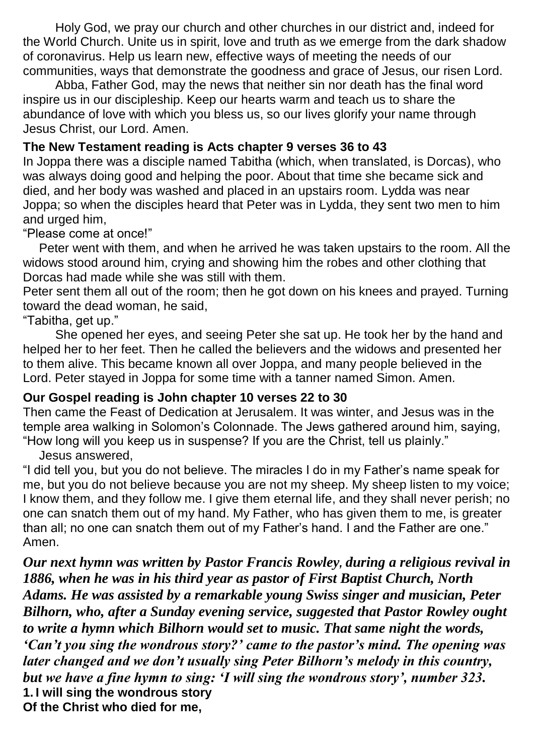Holy God, we pray our church and other churches in our district and, indeed for the World Church. Unite us in spirit, love and truth as we emerge from the dark shadow of coronavirus. Help us learn new, effective ways of meeting the needs of our communities, ways that demonstrate the goodness and grace of Jesus, our risen Lord.

Abba, Father God, may the news that neither sin nor death has the final word inspire us in our discipleship. Keep our hearts warm and teach us to share the abundance of love with which you bless us, so our lives glorify your name through Jesus Christ, our Lord. Amen.

**The New Testament reading is Acts chapter 9 verses 36 to 43**

In Joppa there was a disciple named Tabitha (which, when translated, is Dorcas), who was always doing good and helping the poor. About that time she became sick and died, and her body was washed and placed in an upstairs room. Lydda was near Joppa; so when the disciples heard that Peter was in Lydda, they sent two men to him and urged him,

"Please come at once!"

Peter went with them, and when he arrived he was taken upstairs to the room. All the widows stood around him, crying and showing him the robes and other clothing that Dorcas had made while she was still with them.

Peter sent them all out of the room; then he got down on his knees and prayed. Turning toward the dead woman, he said,

"Tabitha, get up."

She opened her eyes, and seeing Peter she sat up. He took her by the hand and helped her to her feet. Then he called the believers and the widows and presented her to them alive. This became known all over Joppa, and many people believed in the Lord. Peter stayed in Joppa for some time with a tanner named Simon. Amen.

**Our Gospel reading is John chapter 10 verses 22 to 30**

Then came the Feast of Dedication at Jerusalem. It was winter, and Jesus was in the temple area walking in Solomon's Colonnade. The Jews gathered around him, saying, "How long will you keep us in suspense? If you are the Christ, tell us plainly."

Jesus answered,

"I did tell you, but you do not believe. The miracles I do in my Father's name speak for me, but you do not believe because you are not my sheep. My sheep listen to my voice; I know them, and they follow me. I give them eternal life, and they shall never perish; no one can snatch them out of my hand. My Father, who has given them to me, is greater than all; no one can snatch them out of my Father's hand. I and the Father are one." Amen.

***Our next hymn was written by Pastor Francis Rowley, during a religious revival in 1886, when he was in his third year as pastor of First Baptist Church, North Adams. He was assisted by a remarkable young Swiss singer and musician, Peter Bilhorn, who, after a Sunday evening service, suggested that Pastor Rowley ought to write a hymn which Bilhorn would set to music. That same night the words, 'Can't you sing the wondrous story?' came to the pastor's mind. The opening was later changed and we don't usually sing Peter Bilhorn's melody in this country, but we have a fine hymn to sing: 'I will sing the wondrous story', number 323.***

**1. I will sing the wondrous story**
**Of the Christ who died for me,**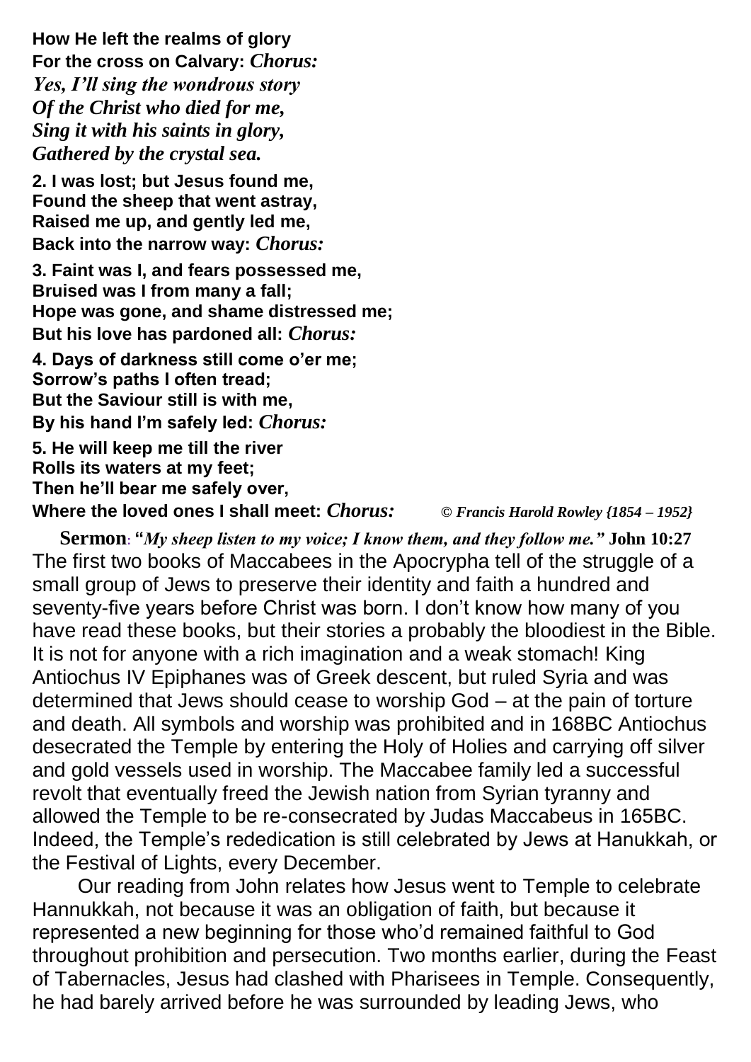**How He left the realms of glory**
**For the cross on Calvary:** ***Chorus:***
***Yes, I'll sing the wondrous story***
***Of the Christ who died for me,***
***Sing it with his saints in glory,***
***Gathered by the crystal sea.***

**2. I was lost; but Jesus found me,**
**Found the sheep that went astray,**
**Raised me up, and gently led me,**
**Back into the narrow way:** ***Chorus:***

**3. Faint was I, and fears possessed me,**
**Bruised was I from many a fall;**
**Hope was gone, and shame distressed me;**
**But his love has pardoned all:** ***Chorus:***

**4. Days of darkness still come o'er me;**
**Sorrow's paths I often tread;**
**But the Saviour still is with me,**
**By his hand I'm safely led:** ***Chorus:***

**5. He will keep me till the river**
**Rolls its waters at my feet;**
**Then he'll bear me safely over,**
**Where the loved ones I shall meet:** ***Chorus:*** *© Francis Harold Rowley {1854 – 1952}*

**Sermon: "***My sheep listen to my voice; I know them, and they follow me."* **John 10:27**
The first two books of Maccabees in the Apocrypha tell of the struggle of a small group of Jews to preserve their identity and faith a hundred and seventy-five years before Christ was born. I don't know how many of you have read these books, but their stories a probably the bloodiest in the Bible. It is not for anyone with a rich imagination and a weak stomach! King Antiochus IV Epiphanes was of Greek descent, but ruled Syria and was determined that Jews should cease to worship God – at the pain of torture and death. All symbols and worship was prohibited and in 168BC Antiochus desecrated the Temple by entering the Holy of Holies and carrying off silver and gold vessels used in worship. The Maccabee family led a successful revolt that eventually freed the Jewish nation from Syrian tyranny and allowed the Temple to be re-consecrated by Judas Maccabeus in 165BC. Indeed, the Temple's rededication is still celebrated by Jews at Hanukkah, or the Festival of Lights, every December.

Our reading from John relates how Jesus went to Temple to celebrate Hannukkah, not because it was an obligation of faith, but because it represented a new beginning for those who'd remained faithful to God throughout prohibition and persecution. Two months earlier, during the Feast of Tabernacles, Jesus had clashed with Pharisees in Temple. Consequently, he had barely arrived before he was surrounded by leading Jews, who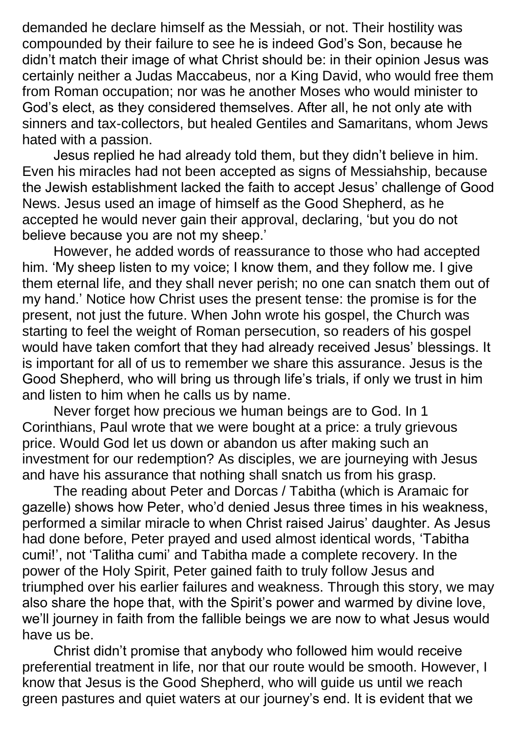demanded he declare himself as the Messiah, or not. Their hostility was compounded by their failure to see he is indeed God's Son, because he didn't match their image of what Christ should be: in their opinion Jesus was certainly neither a Judas Maccabeus, nor a King David, who would free them from Roman occupation; nor was he another Moses who would minister to God's elect, as they considered themselves. After all, he not only ate with sinners and tax-collectors, but healed Gentiles and Samaritans, whom Jews hated with a passion.

Jesus replied he had already told them, but they didn't believe in him. Even his miracles had not been accepted as signs of Messiahship, because the Jewish establishment lacked the faith to accept Jesus' challenge of Good News. Jesus used an image of himself as the Good Shepherd, as he accepted he would never gain their approval, declaring, 'but you do not believe because you are not my sheep.'

However, he added words of reassurance to those who had accepted him. 'My sheep listen to my voice; I know them, and they follow me. I give them eternal life, and they shall never perish; no one can snatch them out of my hand.' Notice how Christ uses the present tense: the promise is for the present, not just the future. When John wrote his gospel, the Church was starting to feel the weight of Roman persecution, so readers of his gospel would have taken comfort that they had already received Jesus' blessings. It is important for all of us to remember we share this assurance. Jesus is the Good Shepherd, who will bring us through life's trials, if only we trust in him and listen to him when he calls us by name.

Never forget how precious we human beings are to God. In 1 Corinthians, Paul wrote that we were bought at a price: a truly grievous price. Would God let us down or abandon us after making such an investment for our redemption? As disciples, we are journeying with Jesus and have his assurance that nothing shall snatch us from his grasp.

The reading about Peter and Dorcas / Tabitha (which is Aramaic for gazelle) shows how Peter, who'd denied Jesus three times in his weakness, performed a similar miracle to when Christ raised Jairus' daughter. As Jesus had done before, Peter prayed and used almost identical words, 'Tabitha cumi!', not 'Talitha cumi' and Tabitha made a complete recovery. In the power of the Holy Spirit, Peter gained faith to truly follow Jesus and triumphed over his earlier failures and weakness. Through this story, we may also share the hope that, with the Spirit's power and warmed by divine love, we'll journey in faith from the fallible beings we are now to what Jesus would have us be.

Christ didn't promise that anybody who followed him would receive preferential treatment in life, nor that our route would be smooth. However, I know that Jesus is the Good Shepherd, who will guide us until we reach green pastures and quiet waters at our journey's end. It is evident that we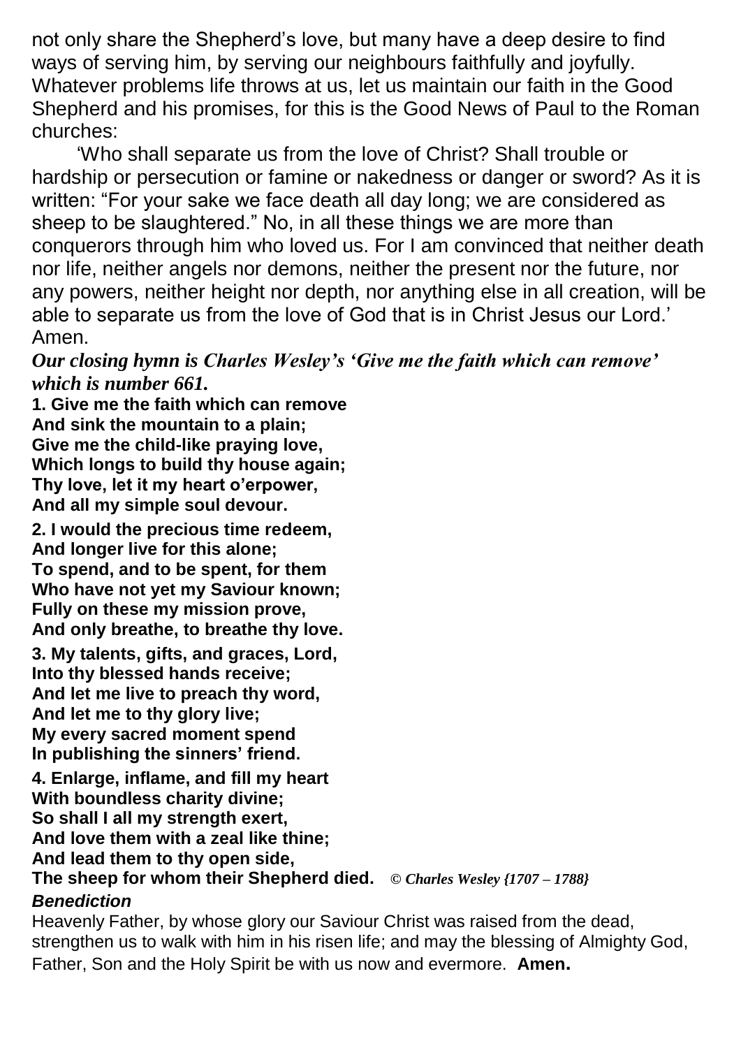not only share the Shepherd's love, but many have a deep desire to find ways of serving him, by serving our neighbours faithfully and joyfully. Whatever problems life throws at us, let us maintain our faith in the Good Shepherd and his promises, for this is the Good News of Paul to the Roman churches:

'Who shall separate us from the love of Christ? Shall trouble or hardship or persecution or famine or nakedness or danger or sword? As it is written: "For your sake we face death all day long; we are considered as sheep to be slaughtered." No, in all these things we are more than conquerors through him who loved us. For I am convinced that neither death nor life, neither angels nor demons, neither the present nor the future, nor any powers, neither height nor depth, nor anything else in all creation, will be able to separate us from the love of God that is in Christ Jesus our Lord.' Amen.

***Our closing hymn is Charles Wesley's 'Give me the faith which can remove' which is number 661.***

**1. Give me the faith which can remove**
**And sink the mountain to a plain;**
**Give me the child-like praying love,**
**Which longs to build thy house again;**
**Thy love, let it my heart o'erpower,**
**And all my simple soul devour.**

**2. I would the precious time redeem,**
**And longer live for this alone;**
**To spend, and to be spent, for them**
**Who have not yet my Saviour known;**
**Fully on these my mission prove,**
**And only breathe, to breathe thy love.**

**3. My talents, gifts, and graces, Lord,**
**Into thy blessed hands receive;**
**And let me live to preach thy word,**
**And let me to thy glory live;**
**My every sacred moment spend**
**In publishing the sinners' friend.**

**4. Enlarge, inflame, and fill my heart**
**With boundless charity divine;**
**So shall I all my strength exert,**
**And love them with a zeal like thine;**
**And lead them to thy open side,**
**The sheep for whom their Shepherd died.** *© Charles Wesley {1707 – 1788}*

***Benediction***

Heavenly Father, by whose glory our Saviour Christ was raised from the dead, strengthen us to walk with him in his risen life; and may the blessing of Almighty God, Father, Son and the Holy Spirit be with us now and evermore. **Amen.**